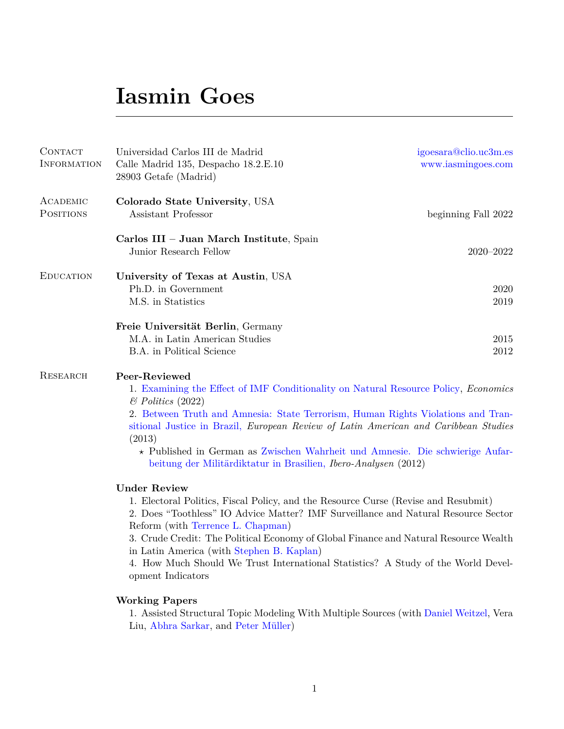# Iasmin Goes

## Contact Information

Universidad Carlos III de Madrid
Calle Madrid 135, Despacho 18.2.E.10
28903 Getafe (Madrid)

igoesara@clio.uc3m.es
www.iasmingoes.com

## Academic Positions

**Colorado State University**, USA
Assistant Professor — beginning Fall 2022

**Carlos III – Juan March Institute**, Spain
Junior Research Fellow — 2020–2022

## Education

**University of Texas at Austin**, USA
Ph.D. in Government — 2020
M.S. in Statistics — 2019

**Freie Universität Berlin**, Germany
M.A. in Latin American Studies — 2015
B.A. in Political Science — 2012

## Research

### Peer-Reviewed

1. Examining the Effect of IMF Conditionality on Natural Resource Policy, *Economics & Politics* (2022)
2. Between Truth and Amnesia: State Terrorism, Human Rights Violations and Transitional Justice in Brazil, *European Review of Latin American and Caribbean Studies* (2013)
   - ⋆ Published in German as Zwischen Wahrheit und Amnesie. Die schwierige Aufarbeitung der Militärdiktatur in Brasilien, *Ibero-Analysen* (2012)

### Under Review

1. Electoral Politics, Fiscal Policy, and the Resource Curse (Revise and Resubmit)
2. Does "Toothless" IO Advice Matter? IMF Surveillance and Natural Resource Sector Reform (with Terrence L. Chapman)
3. Crude Credit: The Political Economy of Global Finance and Natural Resource Wealth in Latin America (with Stephen B. Kaplan)
4. How Much Should We Trust International Statistics? A Study of the World Development Indicators

### Working Papers

1. Assisted Structural Topic Modeling With Multiple Sources (with Daniel Weitzel, Vera Liu, Abhra Sarkar, and Peter Müller)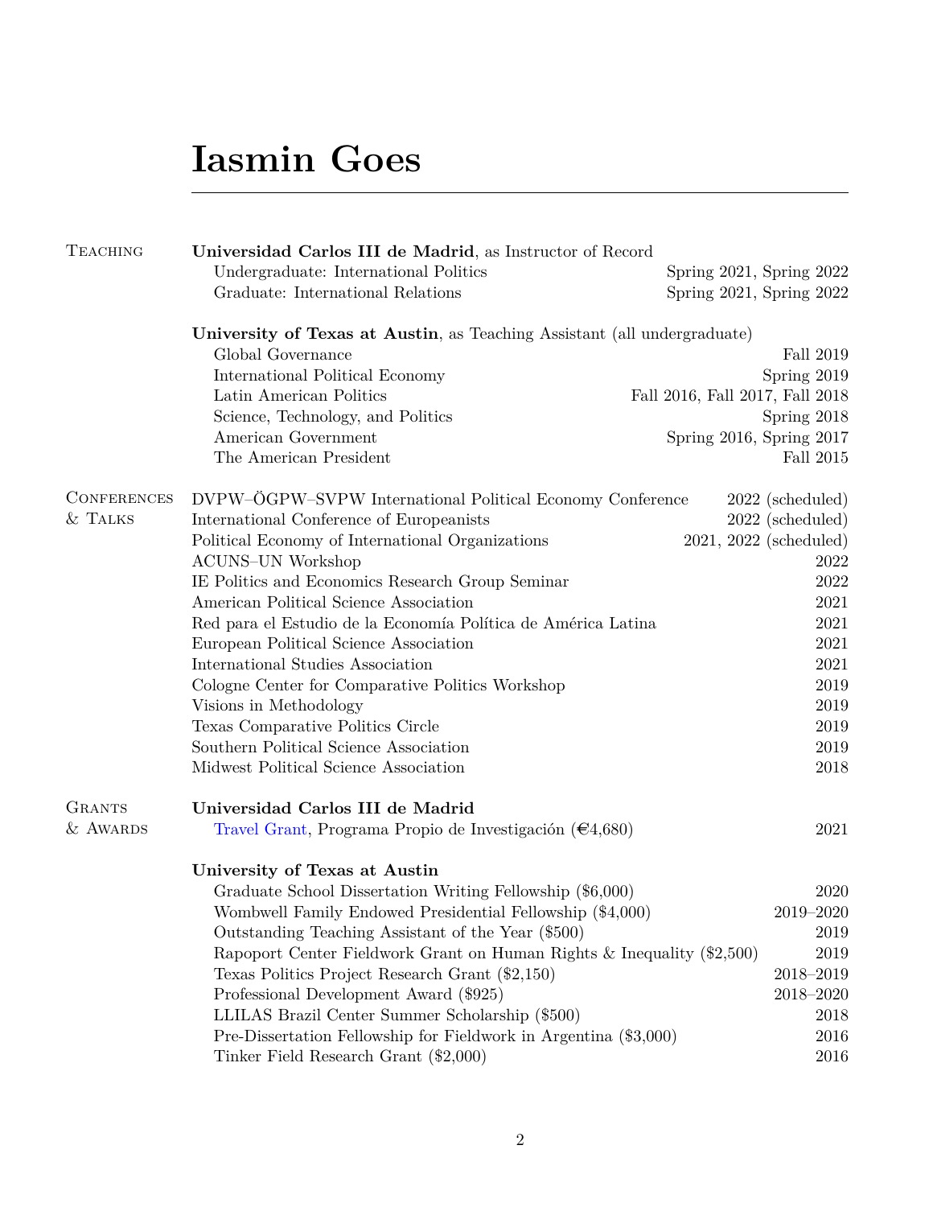# Iasmin Goes

## Teaching

**Universidad Carlos III de Madrid**, as Instructor of Record

- Undergraduate: International Politics — Spring 2021, Spring 2022
- Graduate: International Relations — Spring 2021, Spring 2022

**University of Texas at Austin**, as Teaching Assistant (all undergraduate)

- Global Governance — Fall 2019
- International Political Economy — Spring 2019
- Latin American Politics — Fall 2016, Fall 2017, Fall 2018
- Science, Technology, and Politics — Spring 2018
- American Government — Spring 2016, Spring 2017
- The American President — Fall 2015

## Conferences & Talks

- DVPW–ÖGPW–SVPW International Political Economy Conference — 2022 (scheduled)
- International Conference of Europeanists — 2022 (scheduled)
- Political Economy of International Organizations — 2021, 2022 (scheduled)
- ACUNS–UN Workshop — 2022
- IE Politics and Economics Research Group Seminar — 2022
- American Political Science Association — 2021
- Red para el Estudio de la Economía Política de América Latina — 2021
- European Political Science Association — 2021
- International Studies Association — 2021
- Cologne Center for Comparative Politics Workshop — 2019
- Visions in Methodology — 2019
- Texas Comparative Politics Circle — 2019
- Southern Political Science Association — 2019
- Midwest Political Science Association — 2018

## Grants & Awards

**Universidad Carlos III de Madrid**

- Travel Grant, Programa Propio de Investigación (€4,680) — 2021

**University of Texas at Austin**

- Graduate School Dissertation Writing Fellowship ($6,000) — 2020
- Wombwell Family Endowed Presidential Fellowship ($4,000) — 2019–2020
- Outstanding Teaching Assistant of the Year ($500) — 2019
- Rapoport Center Fieldwork Grant on Human Rights & Inequality ($2,500) — 2019
- Texas Politics Project Research Grant ($2,150) — 2018–2019
- Professional Development Award ($925) — 2018–2020
- LLILAS Brazil Center Summer Scholarship ($500) — 2018
- Pre-Dissertation Fellowship for Fieldwork in Argentina ($3,000) — 2016
- Tinker Field Research Grant ($2,000) — 2016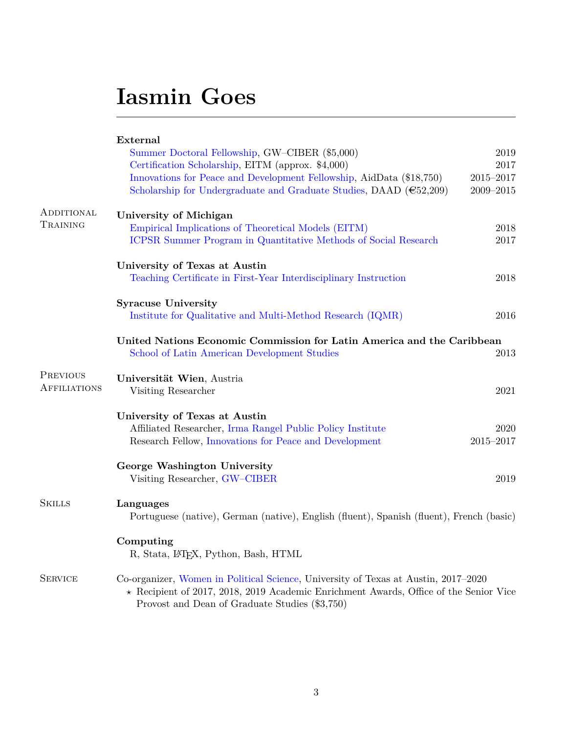# Iasmin Goes

**External**

- Summer Doctoral Fellowship, GW–CIBER ($5,000) — 2019
- Certification Scholarship, EITM (approx. $4,000) — 2017
- Innovations for Peace and Development Fellowship, AidData ($18,750) — 2015–2017
- Scholarship for Undergraduate and Graduate Studies, DAAD (€52,209) — 2009–2015

## Additional Training

**University of Michigan**

- Empirical Implications of Theoretical Models (EITM) — 2018
- ICPSR Summer Program in Quantitative Methods of Social Research — 2017

**University of Texas at Austin**

- Teaching Certificate in First-Year Interdisciplinary Instruction — 2018

**Syracuse University**

- Institute for Qualitative and Multi-Method Research (IQMR) — 2016

**United Nations Economic Commission for Latin America and the Caribbean**

- School of Latin American Development Studies — 2013

## Previous Affiliations

**Universität Wien**, Austria

- Visiting Researcher — 2021

**University of Texas at Austin**

- Affiliated Researcher, Irma Rangel Public Policy Institute — 2020
- Research Fellow, Innovations for Peace and Development — 2015–2017

**George Washington University**

- Visiting Researcher, GW–CIBER — 2019

## Skills

**Languages**

Portuguese (native), German (native), English (fluent), Spanish (fluent), French (basic)

**Computing**

R, Stata, LaTeX, Python, Bash, HTML

## Service

Co-organizer, Women in Political Science, University of Texas at Austin, 2017–2020

- ⋆ Recipient of 2017, 2018, 2019 Academic Enrichment Awards, Office of the Senior Vice Provost and Dean of Graduate Studies ($3,750)